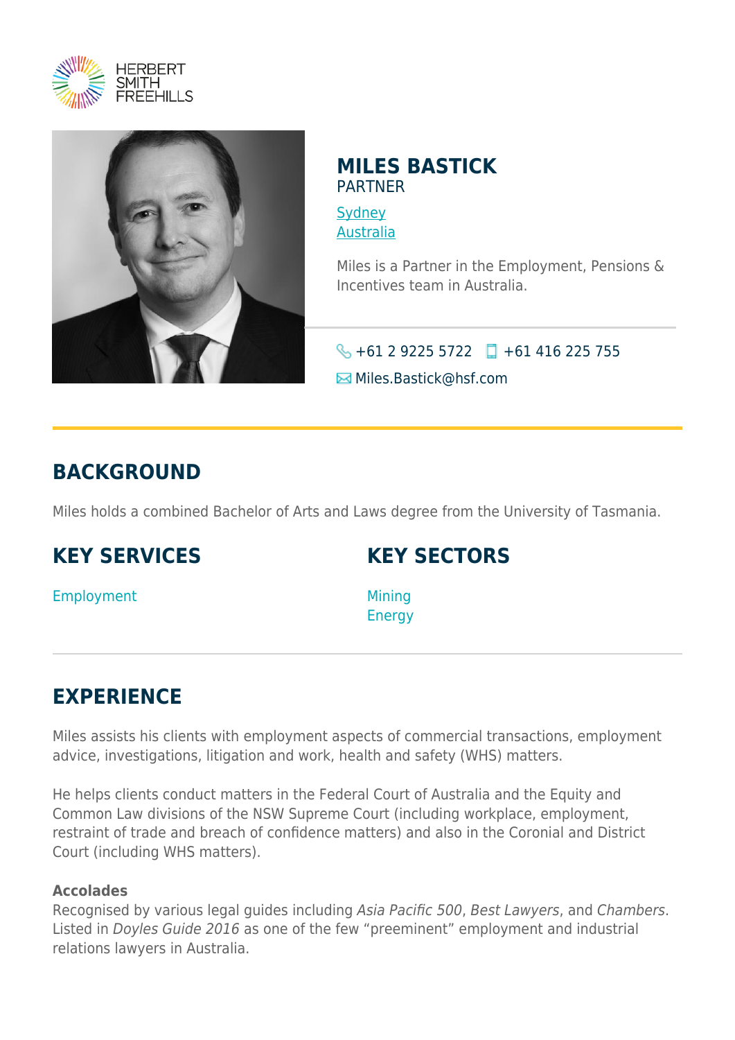HERBERT SMITH FREEHILLS

# MILES BASTICK

PARTNER

Sydney
Australia

Miles is a Partner in the Employment, Pensions & Incentives team in Australia.

+61 2 9225 5722 +61 416 225 755
Miles.Bastick@hsf.com

## BACKGROUND

Miles holds a combined Bachelor of Arts and Laws degree from the University of Tasmania.

## KEY SERVICES

Employment

## KEY SECTORS

Mining
Energy

## EXPERIENCE

Miles assists his clients with employment aspects of commercial transactions, employment advice, investigations, litigation and work, health and safety (WHS) matters.

He helps clients conduct matters in the Federal Court of Australia and the Equity and Common Law divisions of the NSW Supreme Court (including workplace, employment, restraint of trade and breach of confidence matters) and also in the Coronial and District Court (including WHS matters).

**Accolades**
Recognised by various legal guides including *Asia Pacific 500*, *Best Lawyers*, and *Chambers*. Listed in *Doyles Guide 2016* as one of the few “preeminent” employment and industrial relations lawyers in Australia.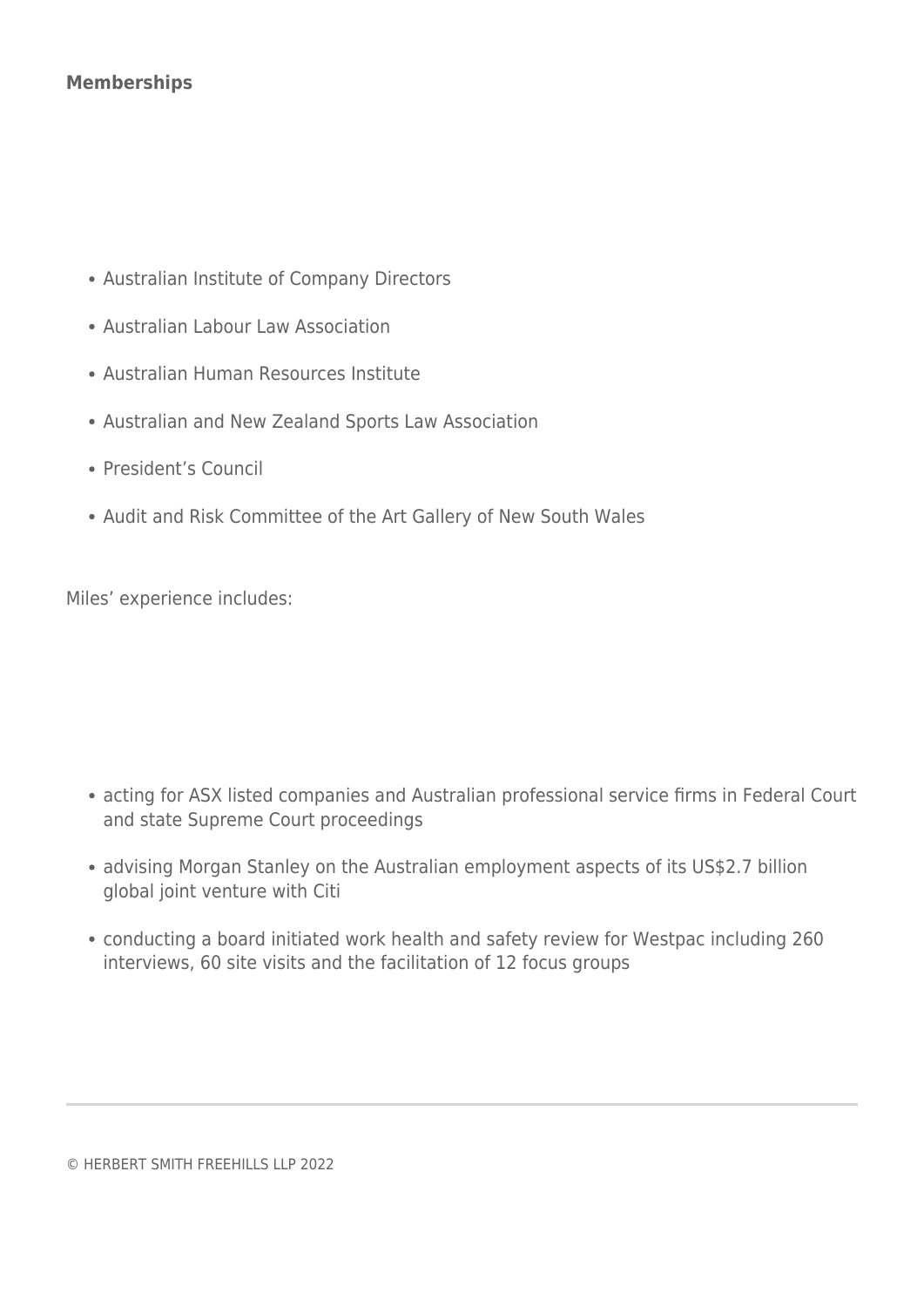**Memberships**

- Australian Institute of Company Directors
- Australian Labour Law Association
- Australian Human Resources Institute
- Australian and New Zealand Sports Law Association
- President's Council
- Audit and Risk Committee of the Art Gallery of New South Wales

Miles' experience includes:

- acting for ASX listed companies and Australian professional service firms in Federal Court and state Supreme Court proceedings
- advising Morgan Stanley on the Australian employment aspects of its US$2.7 billion global joint venture with Citi
- conducting a board initiated work health and safety review for Westpac including 260 interviews, 60 site visits and the facilitation of 12 focus groups

© HERBERT SMITH FREEHILLS LLP 2022